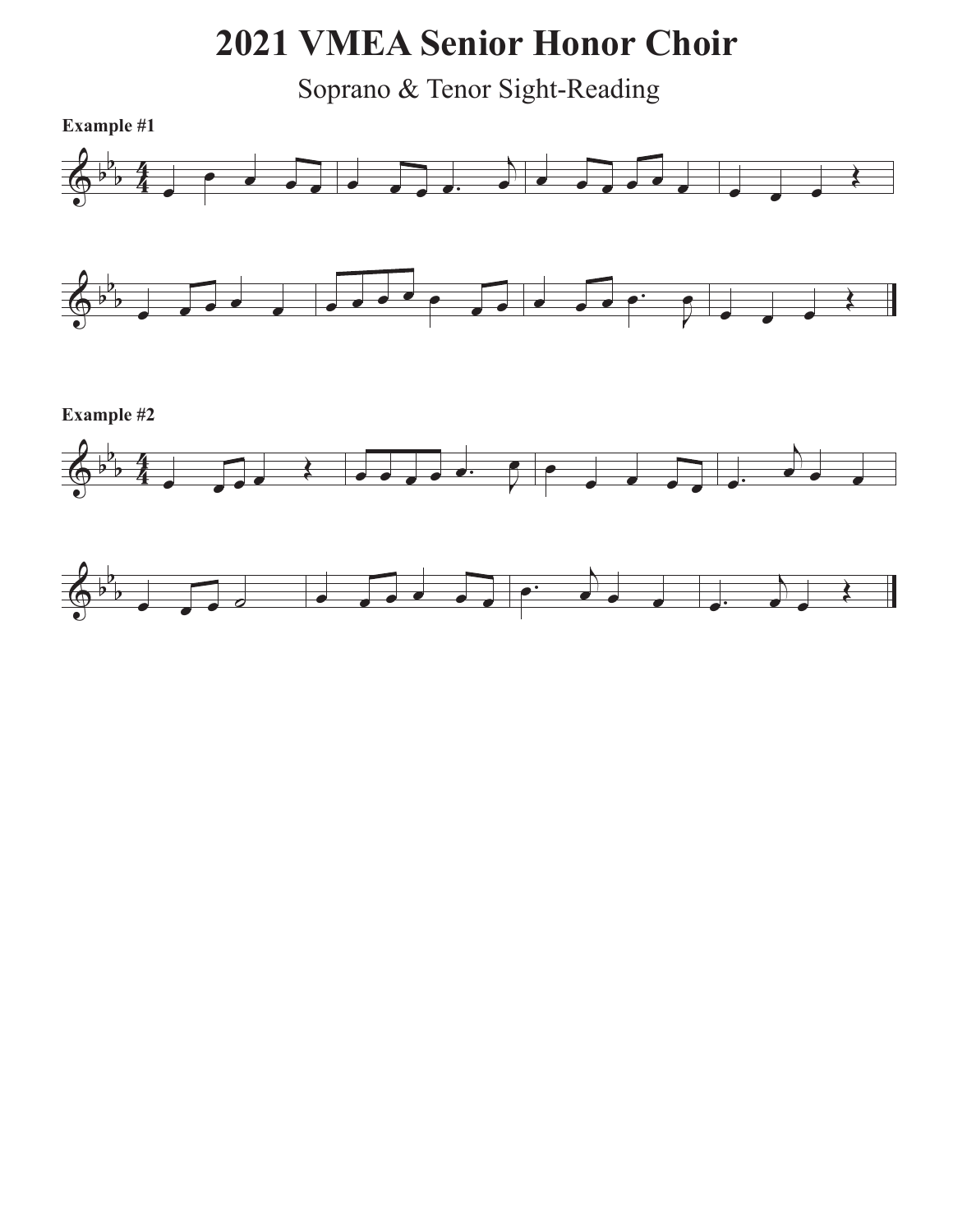# 2021 VMEA Senior Honor Choir

Soprano & Tenor Sight-Reading

**Example #1**

**Example #2**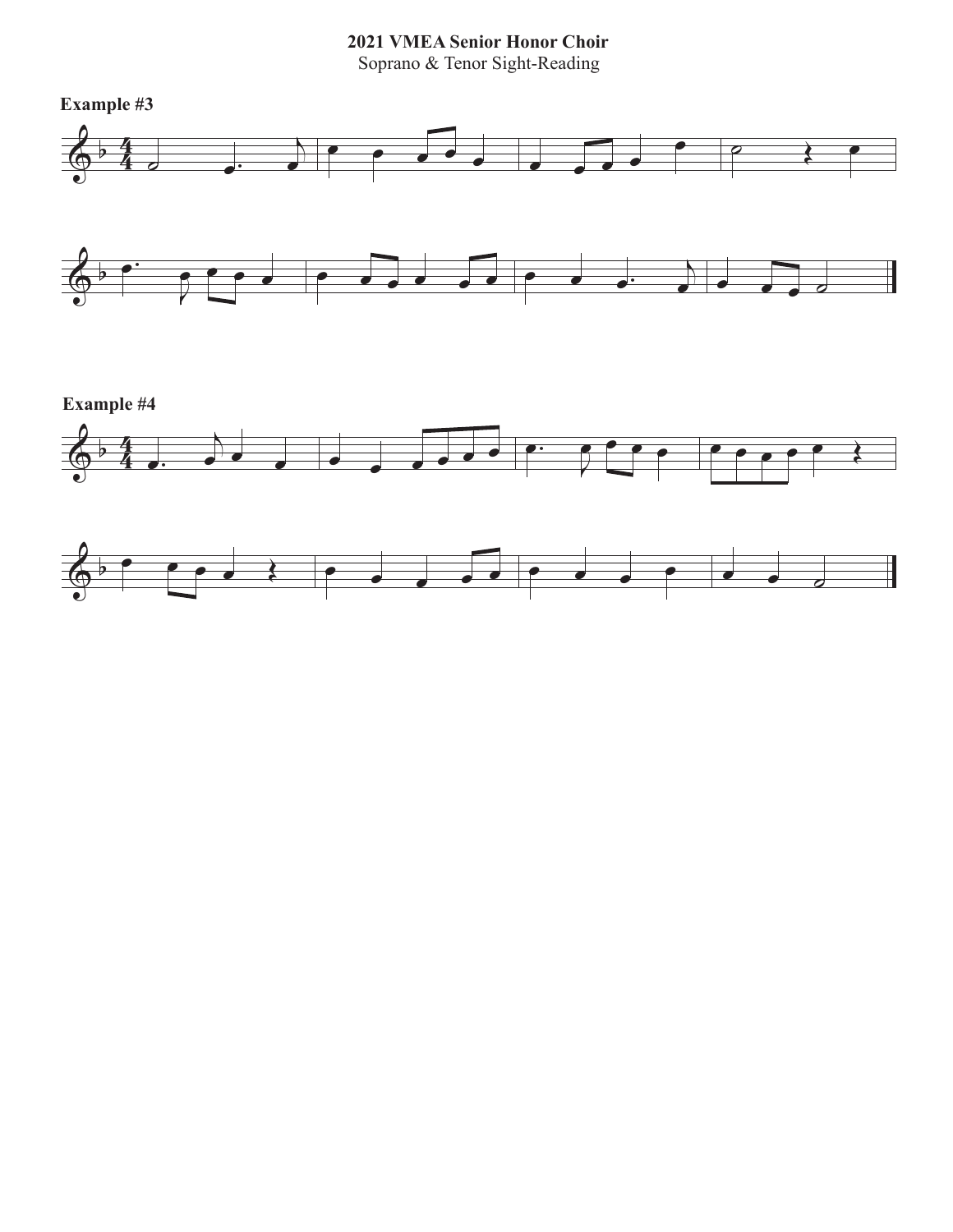**2021 VMEA Senior Honor Choir**

Soprano & Tenor Sight-Reading

**Example #3**

**Example #4**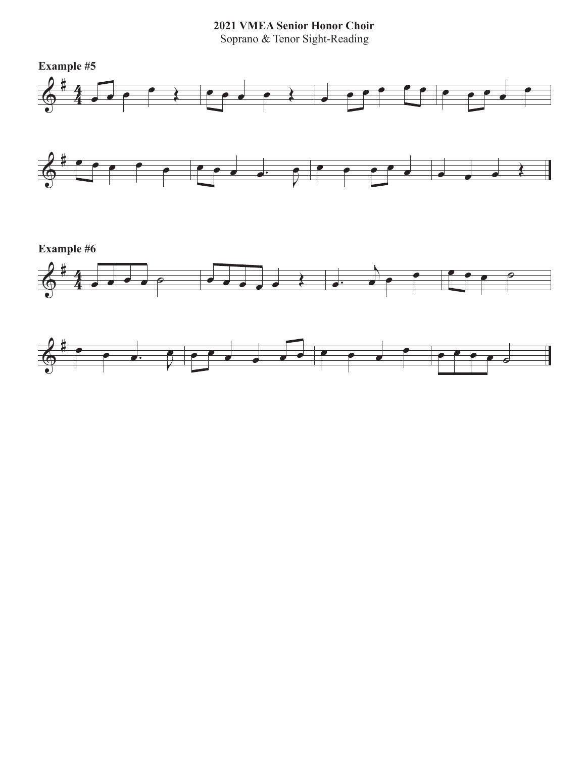**2021 VMEA Senior Honor Choir**

Soprano & Tenor Sight-Reading

**Example #5**

**Example #6**